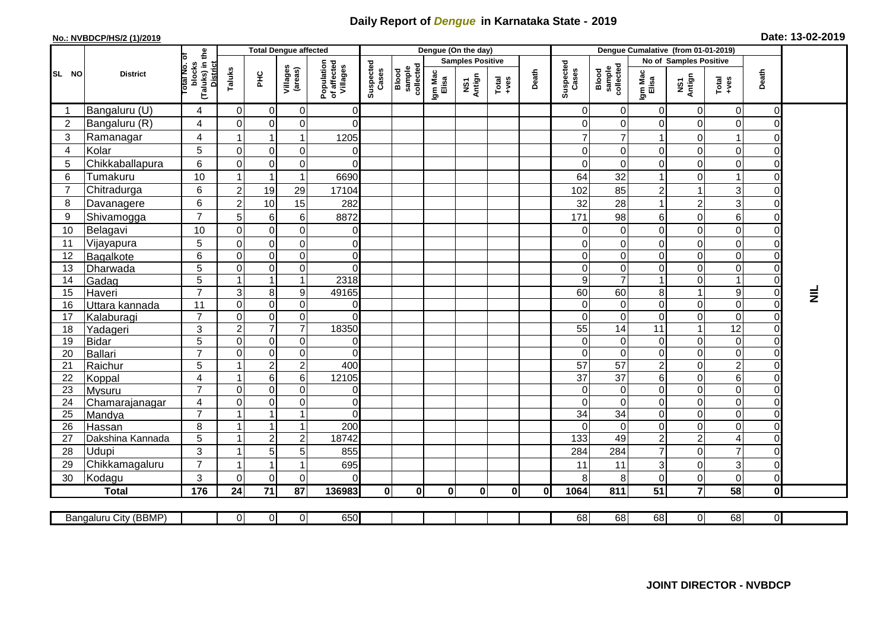# Daily Report of *Dengue* in Karnataka State - 2019

**No.: NVBDCP/HS/2 (1)/2019**

**Date: 13-02-2019**

| SL NO | District | Total No. of blocks (Taluks) in the District | Total Dengue affected | | | | Dengue (On the day) | | | | | | | Dengue Cumalative (from 01-01-2019) | | | | | | | |
|---|---|---|---|---|---|---|---|---|---|---|---|---|---|---|---|---|---|---|---|---|
| | | | Taluks | PHC | Villages (areas) | Population of affected Villages | Suspected Cases | Blood sample collected | Samples Positive | | | Death | Suspected Cases | Blood sample collected | No of Samples Positive | | | Death | |
| | | | | | | | | | Igm Mac Elisa | NS1 Antign | Total +ves | | | | Igm Mac Elisa | NS1 Antign | Total +ves | | |
| 1 | Bangaluru (U) | 4 | 0 | 0 | 0 | 0 | | | | | | | 0 | 0 | 0 | 0 | 0 | 0 | NIL |
| 2 | Bangaluru (R) | 4 | 0 | 0 | 0 | 0 | | | | | | | 0 | 0 | 0 | 0 | 0 | 0 | |
| 3 | Ramanagar | 4 | 1 | 1 | 1 | 1205 | | | | | | | 7 | 7 | 1 | 0 | 1 | 0 | |
| 4 | Kolar | 5 | 0 | 0 | 0 | 0 | | | | | | | 0 | 0 | 0 | 0 | 0 | 0 | |
| 5 | Chikkaballapura | 6 | 0 | 0 | 0 | 0 | | | | | | | 0 | 0 | 0 | 0 | 0 | 0 | |
| 6 | Tumakuru | 10 | 1 | 1 | 1 | 6690 | | | | | | | 64 | 32 | 1 | 0 | 1 | 0 | |
| 7 | Chitradurga | 6 | 2 | 19 | 29 | 17104 | | | | | | | 102 | 85 | 2 | 1 | 3 | 0 | |
| 8 | Davanagere | 6 | 2 | 10 | 15 | 282 | | | | | | | 32 | 28 | 1 | 2 | 3 | 0 | |
| 9 | Shivamogga | 7 | 5 | 6 | 6 | 8872 | | | | | | | 171 | 98 | 6 | 0 | 6 | 0 | |
| 10 | Belagavi | 10 | 0 | 0 | 0 | 0 | | | | | | | 0 | 0 | 0 | 0 | 0 | 0 | |
| 11 | Vijayapura | 5 | 0 | 0 | 0 | 0 | | | | | | | 0 | 0 | 0 | 0 | 0 | 0 | |
| 12 | Bagalkote | 6 | 0 | 0 | 0 | 0 | | | | | | | 0 | 0 | 0 | 0 | 0 | 0 | |
| 13 | Dharwada | 5 | 0 | 0 | 0 | 0 | | | | | | | 0 | 0 | 0 | 0 | 0 | 0 | |
| 14 | Gadag | 5 | 1 | 1 | 1 | 2318 | | | | | | | 9 | 7 | 1 | 0 | 1 | 0 | |
| 15 | Haveri | 7 | 3 | 8 | 9 | 49165 | | | | | | | 60 | 60 | 8 | 1 | 9 | 0 | |
| 16 | Uttara kannada | 11 | 0 | 0 | 0 | 0 | | | | | | | 0 | 0 | 0 | 0 | 0 | 0 | |
| 17 | Kalaburagi | 7 | 0 | 0 | 0 | 0 | | | | | | | 0 | 0 | 0 | 0 | 0 | 0 | |
| 18 | Yadageri | 3 | 2 | 7 | 7 | 18350 | | | | | | | 55 | 14 | 11 | 1 | 12 | 0 | |
| 19 | Bidar | 5 | 0 | 0 | 0 | 0 | | | | | | | 0 | 0 | 0 | 0 | 0 | 0 | |
| 20 | Ballari | 7 | 0 | 0 | 0 | 0 | | | | | | | 0 | 0 | 0 | 0 | 0 | 0 | |
| 21 | Raichur | 5 | 1 | 2 | 2 | 400 | | | | | | | 57 | 57 | 2 | 0 | 2 | 0 | |
| 22 | Koppal | 4 | 1 | 6 | 6 | 12105 | | | | | | | 37 | 37 | 6 | 0 | 6 | 0 | |
| 23 | Mysuru | 7 | 0 | 0 | 0 | 0 | | | | | | | 0 | 0 | 0 | 0 | 0 | 0 | |
| 24 | Chamarajanagar | 4 | 0 | 0 | 0 | 0 | | | | | | | 0 | 0 | 0 | 0 | 0 | 0 | |
| 25 | Mandya | 7 | 1 | 1 | 1 | 0 | | | | | | | 34 | 34 | 0 | 0 | 0 | 0 | |
| 26 | Hassan | 8 | 1 | 1 | 1 | 200 | | | | | | | 0 | 0 | 0 | 0 | 0 | 0 | |
| 27 | Dakshina Kannada | 5 | 1 | 2 | 2 | 18742 | | | | | | | 133 | 49 | 2 | 2 | 4 | 0 | |
| 28 | Udupi | 3 | 1 | 5 | 5 | 855 | | | | | | | 284 | 284 | 7 | 0 | 7 | 0 | |
| 29 | Chikkamagaluru | 7 | 1 | 1 | 1 | 695 | | | | | | | 11 | 11 | 3 | 0 | 3 | 0 | |
| 30 | Kodagu | 3 | 0 | 0 | 0 | 0 | | | | | | | 8 | 8 | 0 | 0 | 0 | 0 | |
| | **Total** | **176** | **24** | **71** | **87** | **136983** | **0** | **0** | **0** | **0** | **0** | **0** | **1064** | **811** | **51** | **7** | **58** | **0** | |

| Bangaluru City (BBMP) | | 0 | 0 | 0 | 650 | | | | | | | 68 | 68 | 68 | 0 | 68 | 0 | |
|---|---|---|---|---|---|---|---|---|---|---|---|---|---|---|---|---|---|---|

**JOINT DIRECTOR - NVBDCP**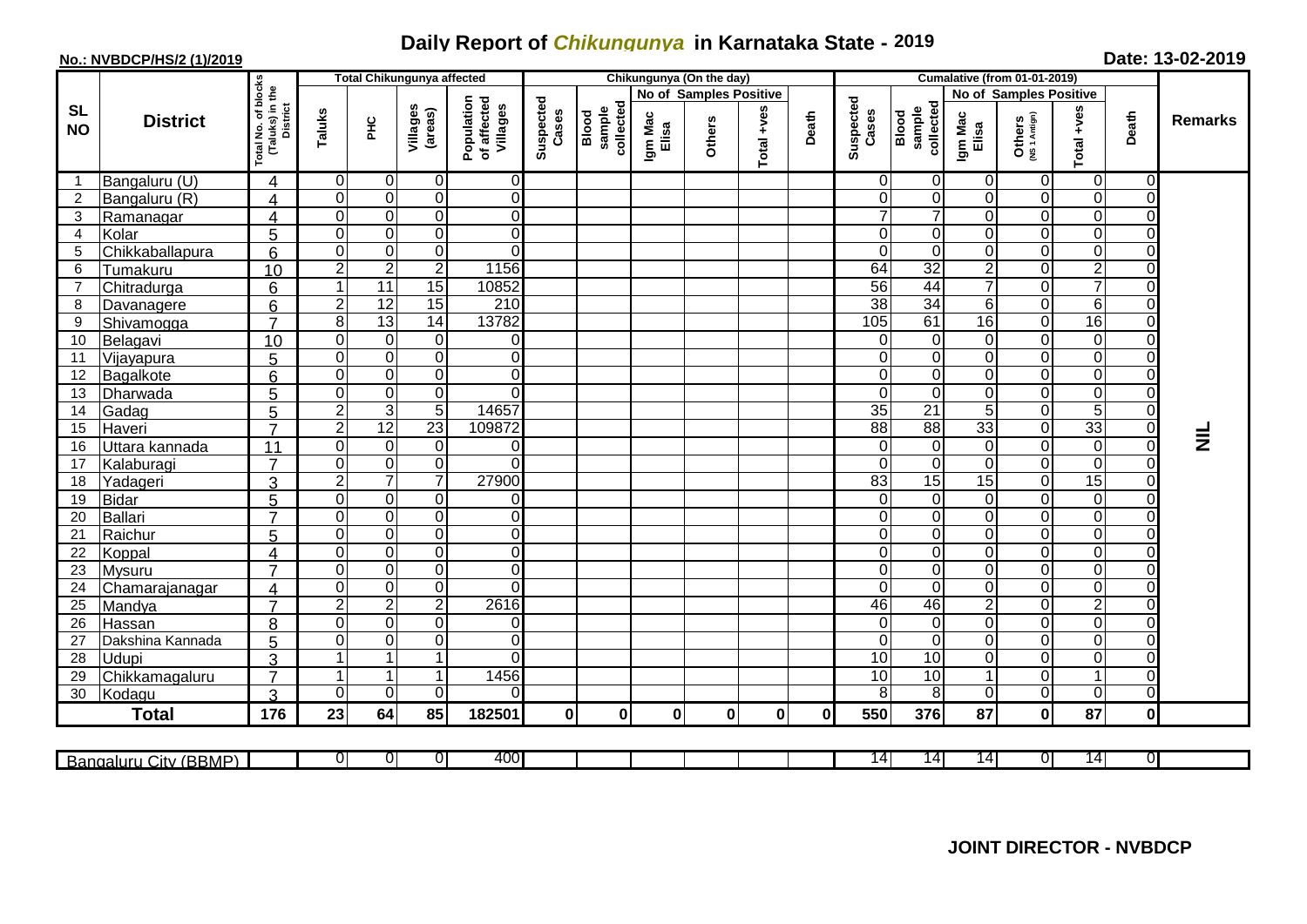# Daily Report of *Chikungunya* in Karnataka State - 2019

**No.: NVBDCP/HS/2 (1)/2019** **Date: 13-02-2019**

| SL NO | District | Total No. of blocks (Taluks) in the District | Total Chikungunya affected | | | | Chikungunya (On the day) | | | | | | | Cumalative (from 01-01-2019) | | | | | | | Remarks |
|---|---|---|---|---|---|---|---|---|---|---|---|---|---|---|---|---|---|---|---|---|---|
| | | | | | | | | | No of Samples Positive | | | | | | | No of Samples Positive | | | | | |
| | | | Taluks | PHC | Villages (areas) | Population of affected Villages | Suspected Cases | Blood sample collected | Igm Mac Elisa | Others | Total +ves | Death | Suspected Cases | Blood sample collected | Igm Mac Elisa | Others (NS 1 Antign) | Total +ves | Death | |
| 1 | Bangaluru (U) | 4 | 0 | 0 | 0 | 0 | | | | | | | 0 | 0 | 0 | 0 | 0 | 0 | NIL |
| 2 | Bangaluru (R) | 4 | 0 | 0 | 0 | 0 | | | | | | | 0 | 0 | 0 | 0 | 0 | 0 | |
| 3 | Ramanagar | 4 | 0 | 0 | 0 | 0 | | | | | | | 7 | 7 | 0 | 0 | 0 | 0 | |
| 4 | Kolar | 5 | 0 | 0 | 0 | 0 | | | | | | | 0 | 0 | 0 | 0 | 0 | 0 | |
| 5 | Chikkaballapura | 6 | 0 | 0 | 0 | 0 | | | | | | | 0 | 0 | 0 | 0 | 0 | 0 | |
| 6 | Tumakuru | 10 | 2 | 2 | 2 | 1156 | | | | | | | 64 | 32 | 2 | 0 | 2 | 0 | |
| 7 | Chitradurga | 6 | 1 | 11 | 15 | 10852 | | | | | | | 56 | 44 | 7 | 0 | 7 | 0 | |
| 8 | Davanagere | 6 | 2 | 12 | 15 | 210 | | | | | | | 38 | 34 | 6 | 0 | 6 | 0 | |
| 9 | Shivamogga | 7 | 8 | 13 | 14 | 13782 | | | | | | | 105 | 61 | 16 | 0 | 16 | 0 | |
| 10 | Belagavi | 10 | 0 | 0 | 0 | 0 | | | | | | | 0 | 0 | 0 | 0 | 0 | 0 | |
| 11 | Vijayapura | 5 | 0 | 0 | 0 | 0 | | | | | | | 0 | 0 | 0 | 0 | 0 | 0 | |
| 12 | Bagalkote | 6 | 0 | 0 | 0 | 0 | | | | | | | 0 | 0 | 0 | 0 | 0 | 0 | |
| 13 | Dharwada | 5 | 0 | 0 | 0 | 0 | | | | | | | 0 | 0 | 0 | 0 | 0 | 0 | |
| 14 | Gadag | 5 | 2 | 3 | 5 | 14657 | | | | | | | 35 | 21 | 5 | 0 | 5 | 0 | |
| 15 | Haveri | 7 | 2 | 12 | 23 | 109872 | | | | | | | 88 | 88 | 33 | 0 | 33 | 0 | |
| 16 | Uttara kannada | 11 | 0 | 0 | 0 | 0 | | | | | | | 0 | 0 | 0 | 0 | 0 | 0 | |
| 17 | Kalaburagi | 7 | 0 | 0 | 0 | 0 | | | | | | | 0 | 0 | 0 | 0 | 0 | 0 | |
| 18 | Yadageri | 3 | 2 | 7 | 7 | 27900 | | | | | | | 83 | 15 | 15 | 0 | 15 | 0 | |
| 19 | Bidar | 5 | 0 | 0 | 0 | 0 | | | | | | | 0 | 0 | 0 | 0 | 0 | 0 | |
| 20 | Ballari | 7 | 0 | 0 | 0 | 0 | | | | | | | 0 | 0 | 0 | 0 | 0 | 0 | |
| 21 | Raichur | 5 | 0 | 0 | 0 | 0 | | | | | | | 0 | 0 | 0 | 0 | 0 | 0 | |
| 22 | Koppal | 4 | 0 | 0 | 0 | 0 | | | | | | | 0 | 0 | 0 | 0 | 0 | 0 | |
| 23 | Mysuru | 7 | 0 | 0 | 0 | 0 | | | | | | | 0 | 0 | 0 | 0 | 0 | 0 | |
| 24 | Chamarajanagar | 4 | 0 | 0 | 0 | 0 | | | | | | | 0 | 0 | 0 | 0 | 0 | 0 | |
| 25 | Mandya | 7 | 2 | 2 | 2 | 2616 | | | | | | | 46 | 46 | 2 | 0 | 2 | 0 | |
| 26 | Hassan | 8 | 0 | 0 | 0 | 0 | | | | | | | 0 | 0 | 0 | 0 | 0 | 0 | |
| 27 | Dakshina Kannada | 5 | 0 | 0 | 0 | 0 | | | | | | | 0 | 0 | 0 | 0 | 0 | 0 | |
| 28 | Udupi | 3 | 1 | 1 | 1 | 0 | | | | | | | 10 | 10 | 0 | 0 | 0 | 0 | |
| 29 | Chikkamagaluru | 7 | 1 | 1 | 1 | 1456 | | | | | | | 10 | 10 | 1 | 0 | 1 | 0 | |
| 30 | Kodagu | 3 | 0 | 0 | 0 | 0 | | | | | | | 8 | 8 | 0 | 0 | 0 | 0 | |
| **Total** | | **176** | **23** | **64** | **85** | **182501** | **0** | **0** | **0** | **0** | **0** | **0** | **550** | **376** | **87** | **0** | **87** | **0** | |

| Bangaluru City (BBMP) | | 0 | 0 | 0 | 400 | | | | | | | 14 | 14 | 14 | 0 | 14 | 0 | |
|---|---|---|---|---|---|---|---|---|---|---|---|---|---|---|---|---|---|---|

**JOINT DIRECTOR - NVBDCP**